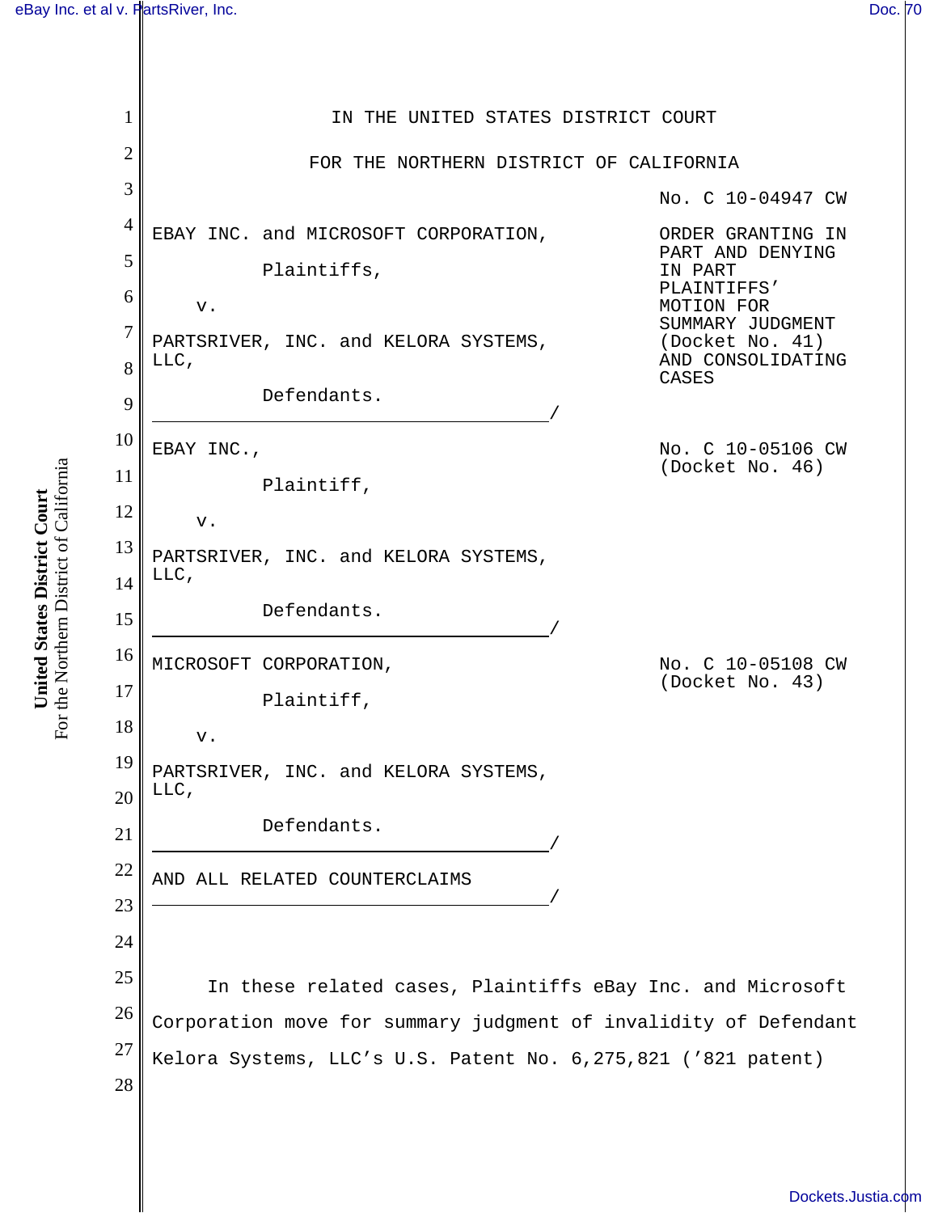IN THE UNITED STATES DISTRICT COURT

FOR THE NORTHERN DISTRICT OF CALIFORNIA

EBAY INC. and MICROSOFT CORPORATION,

Plaintiffs,

v.

PARTSRIVER, INC. and KELORA SYSTEMS, LLC,

Defendants.
_______________________________________/

No. C 10-04947 CW

ORDER GRANTING IN PART AND DENYING IN PART PLAINTIFFS' MOTION FOR SUMMARY JUDGMENT (Docket No. 41) AND CONSOLIDATING CASES

EBAY INC.,

Plaintiff,

v.

PARTSRIVER, INC. and KELORA SYSTEMS, LLC,

Defendants.
_______________________________________/

No. C 10-05106 CW (Docket No. 46)

MICROSOFT CORPORATION,

Plaintiff,

v.

PARTSRIVER, INC. and KELORA SYSTEMS, LLC,

Defendants.
_______________________________________/

No. C 10-05108 CW (Docket No. 43)

AND ALL RELATED COUNTERCLAIMS
_______________________________________/

In these related cases, Plaintiffs eBay Inc. and Microsoft Corporation move for summary judgment of invalidity of Defendant Kelora Systems, LLC's U.S. Patent No. 6,275,821 ('821 patent)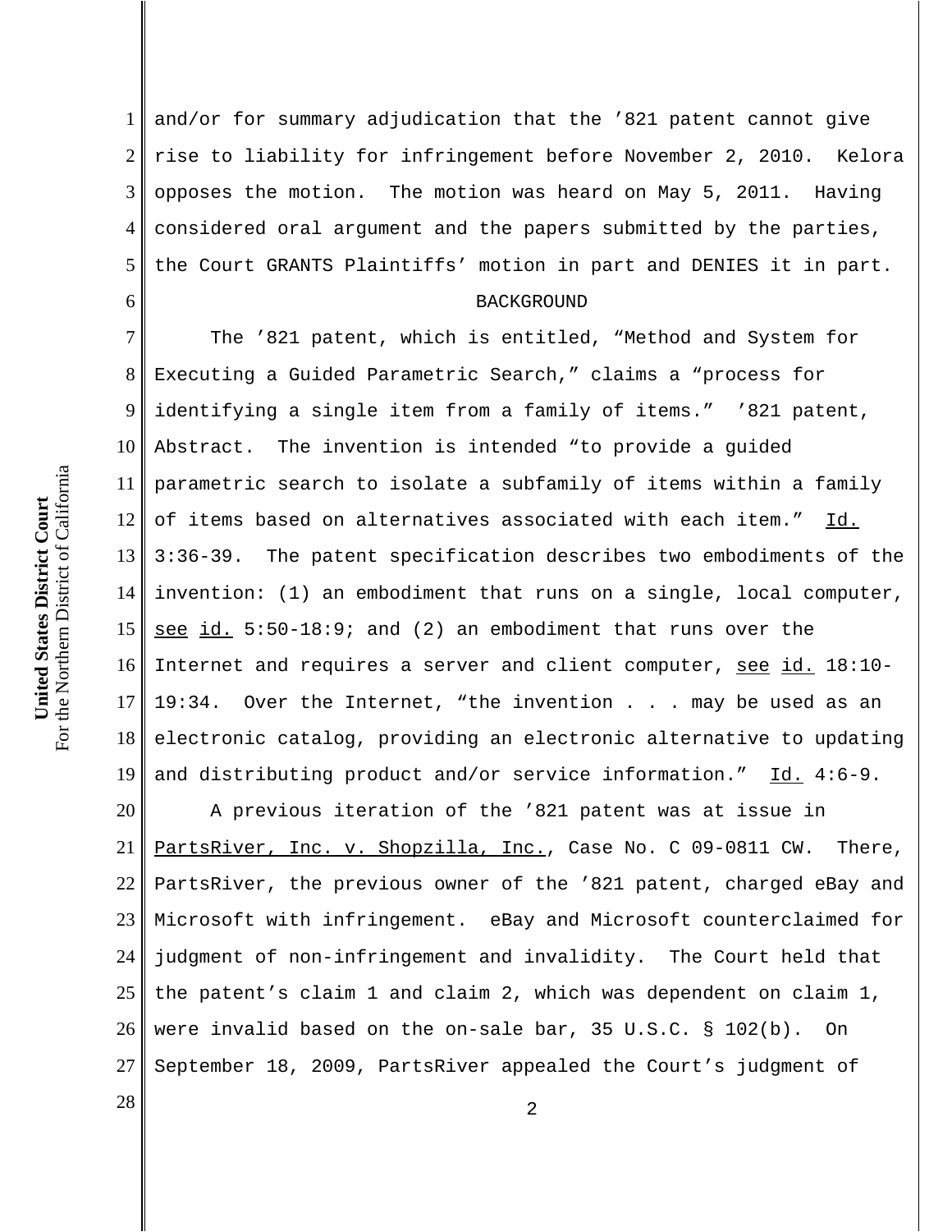and/or for summary adjudication that the ’821 patent cannot give rise to liability for infringement before November 2, 2010. Kelora opposes the motion. The motion was heard on May 5, 2011. Having considered oral argument and the papers submitted by the parties, the Court GRANTS Plaintiffs’ motion in part and DENIES it in part.

BACKGROUND

The ’821 patent, which is entitled, “Method and System for Executing a Guided Parametric Search,” claims a “process for identifying a single item from a family of items.” ’821 patent, Abstract. The invention is intended “to provide a guided parametric search to isolate a subfamily of items within a family of items based on alternatives associated with each item.” Id. 3:36-39. The patent specification describes two embodiments of the invention: (1) an embodiment that runs on a single, local computer, see id. 5:50-18:9; and (2) an embodiment that runs over the Internet and requires a server and client computer, see id. 18:10-19:34. Over the Internet, “the invention . . . may be used as an electronic catalog, providing an electronic alternative to updating and distributing product and/or service information.” Id. 4:6-9.

A previous iteration of the ’821 patent was at issue in PartsRiver, Inc. v. Shopzilla, Inc., Case No. C 09-0811 CW. There, PartsRiver, the previous owner of the ’821 patent, charged eBay and Microsoft with infringement. eBay and Microsoft counterclaimed for judgment of non-infringement and invalidity. The Court held that the patent’s claim 1 and claim 2, which was dependent on claim 1, were invalid based on the on-sale bar, 35 U.S.C. § 102(b). On September 18, 2009, PartsRiver appealed the Court’s judgment of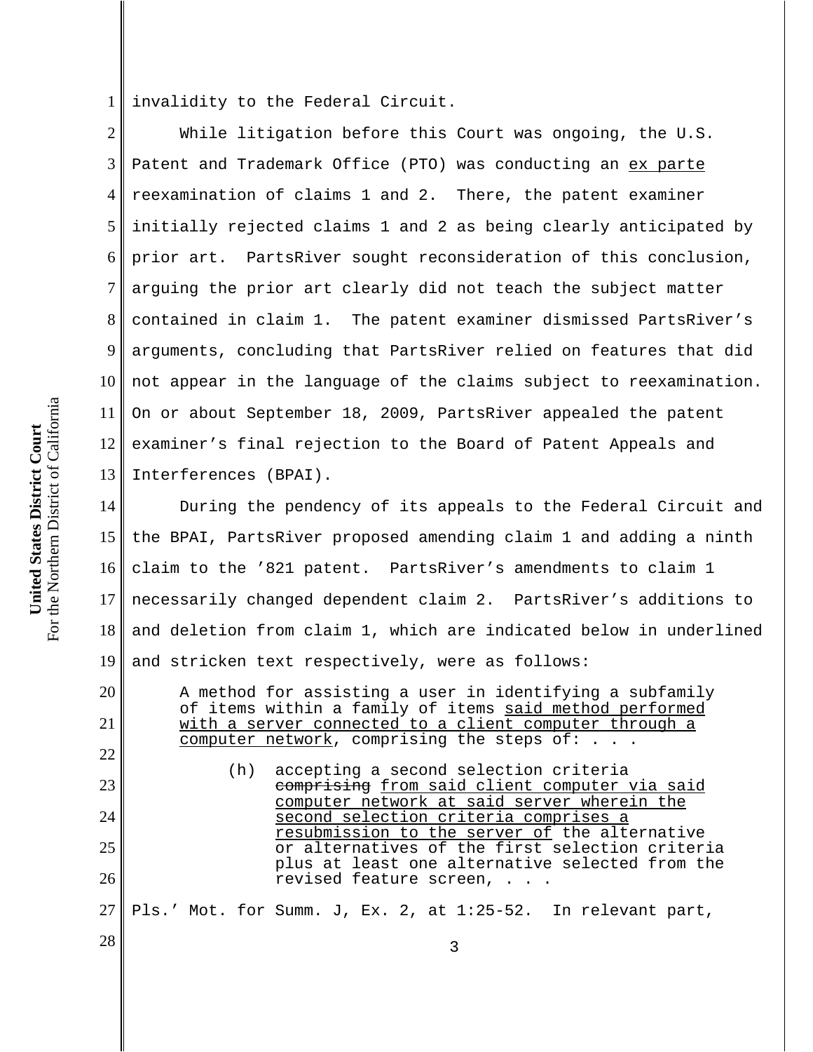invalidity to the Federal Circuit.

While litigation before this Court was ongoing, the U.S. Patent and Trademark Office (PTO) was conducting an ex parte reexamination of claims 1 and 2. There, the patent examiner initially rejected claims 1 and 2 as being clearly anticipated by prior art. PartsRiver sought reconsideration of this conclusion, arguing the prior art clearly did not teach the subject matter contained in claim 1. The patent examiner dismissed PartsRiver's arguments, concluding that PartsRiver relied on features that did not appear in the language of the claims subject to reexamination. On or about September 18, 2009, PartsRiver appealed the patent examiner's final rejection to the Board of Patent Appeals and Interferences (BPAI).

During the pendency of its appeals to the Federal Circuit and the BPAI, PartsRiver proposed amending claim 1 and adding a ninth claim to the '821 patent. PartsRiver's amendments to claim 1 necessarily changed dependent claim 2. PartsRiver's additions to and deletion from claim 1, which are indicated below in underlined and stricken text respectively, were as follows:

> A method for assisting a user in identifying a subfamily of items within a family of items <u>said method performed with a server connected to a client computer through a computer network</u>, comprising the steps of: . . .
>
> (h) accepting a second selection criteria ~~comprising~~ <u>from said client computer via said computer network at said server wherein the second selection criteria comprises a resubmission to the server of</u> the alternative or alternatives of the first selection criteria plus at least one alternative selected from the revised feature screen, . . .

Pls.' Mot. for Summ. J, Ex. 2, at 1:25-52. In relevant part,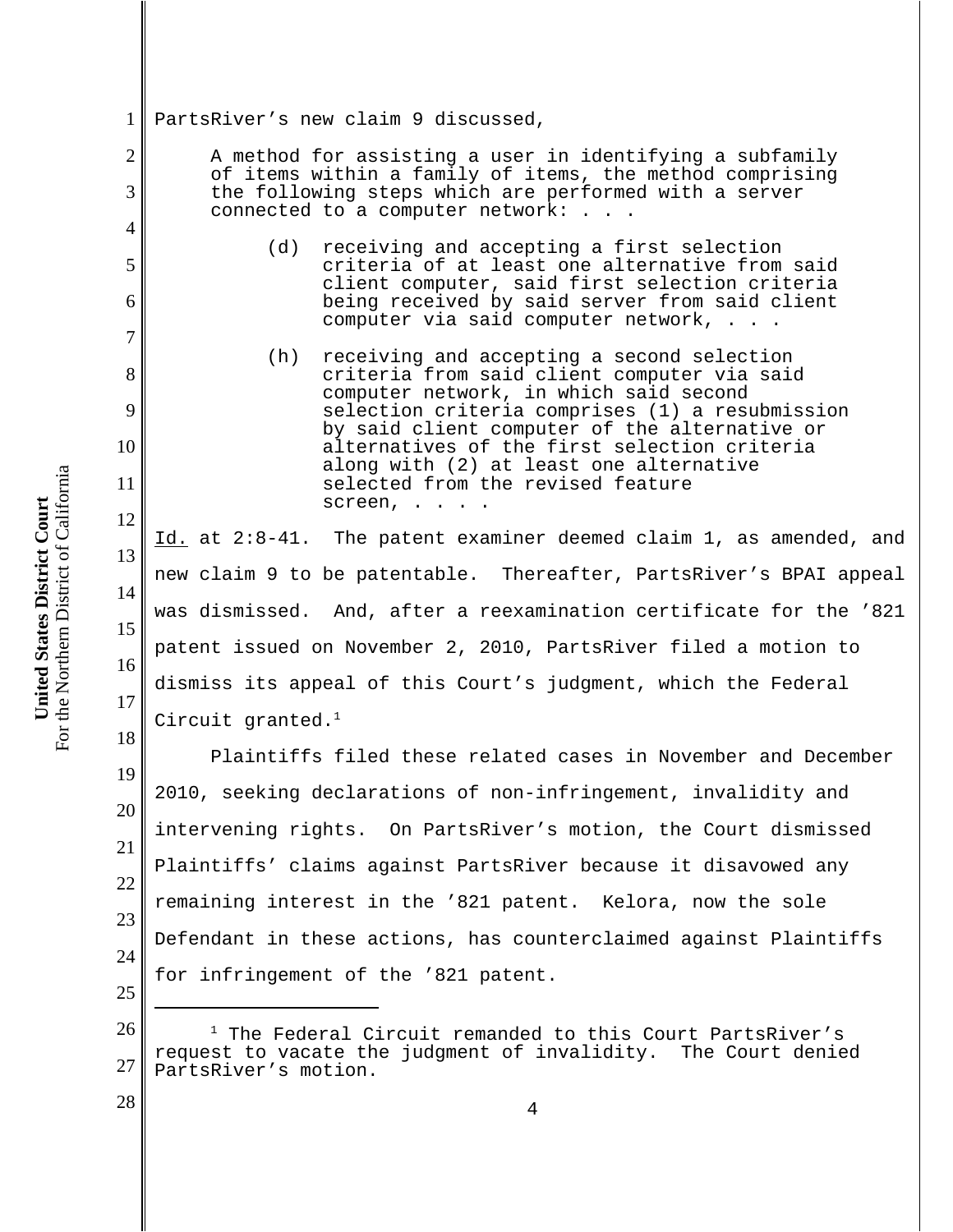PartsRiver's new claim 9 discussed,

> A method for assisting a user in identifying a subfamily of items within a family of items, the method comprising the following steps which are performed with a server connected to a computer network: . . .
>
> (d) receiving and accepting a first selection criteria of at least one alternative from said client computer, said first selection criteria being received by said server from said client computer via said computer network, . . .
>
> (h) receiving and accepting a second selection criteria from said client computer via said computer network, in which said second selection criteria comprises (1) a resubmission by said client computer of the alternative or alternatives of the first selection criteria along with (2) at least one alternative selected from the revised feature screen, . . . .

Id. at 2:8-41. The patent examiner deemed claim 1, as amended, and new claim 9 to be patentable. Thereafter, PartsRiver's BPAI appeal was dismissed. And, after a reexamination certificate for the '821 patent issued on November 2, 2010, PartsRiver filed a motion to dismiss its appeal of this Court's judgment, which the Federal Circuit granted.[1]

Plaintiffs filed these related cases in November and December 2010, seeking declarations of non-infringement, invalidity and intervening rights. On PartsRiver's motion, the Court dismissed Plaintiffs' claims against PartsRiver because it disavowed any remaining interest in the '821 patent. Kelora, now the sole Defendant in these actions, has counterclaimed against Plaintiffs for infringement of the '821 patent.

---

[1] The Federal Circuit remanded to this Court PartsRiver's request to vacate the judgment of invalidity. The Court denied PartsRiver's motion.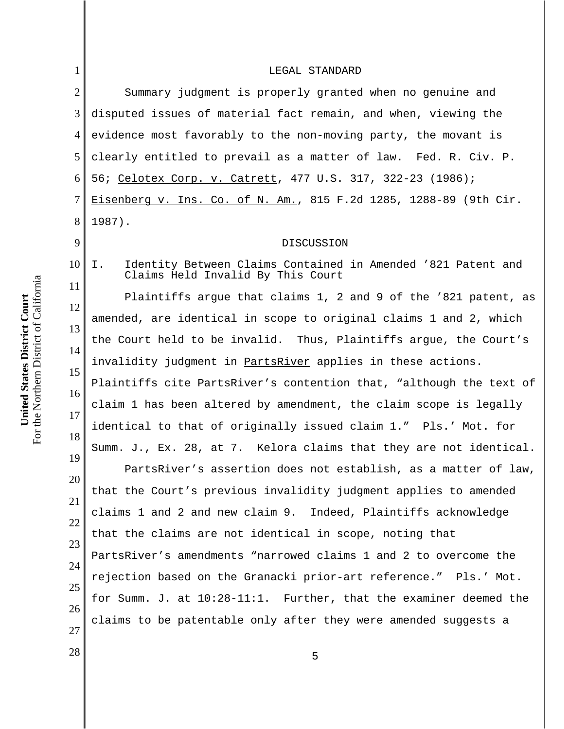## LEGAL STANDARD

Summary judgment is properly granted when no genuine and disputed issues of material fact remain, and when, viewing the evidence most favorably to the non-moving party, the movant is clearly entitled to prevail as a matter of law. Fed. R. Civ. P. 56; Celotex Corp. v. Catrett, 477 U.S. 317, 322-23 (1986); Eisenberg v. Ins. Co. of N. Am., 815 F.2d 1285, 1288-89 (9th Cir. 1987).

## DISCUSSION

### I. Identity Between Claims Contained in Amended ’821 Patent and Claims Held Invalid By This Court

Plaintiffs argue that claims 1, 2 and 9 of the ’821 patent, as amended, are identical in scope to original claims 1 and 2, which the Court held to be invalid. Thus, Plaintiffs argue, the Court’s invalidity judgment in PartsRiver applies in these actions. Plaintiffs cite PartsRiver’s contention that, “although the text of claim 1 has been altered by amendment, the claim scope is legally identical to that of originally issued claim 1.” Pls.’ Mot. for Summ. J., Ex. 28, at 7. Kelora claims that they are not identical.

PartsRiver’s assertion does not establish, as a matter of law, that the Court’s previous invalidity judgment applies to amended claims 1 and 2 and new claim 9. Indeed, Plaintiffs acknowledge that the claims are not identical in scope, noting that PartsRiver’s amendments “narrowed claims 1 and 2 to overcome the rejection based on the Granacki prior-art reference.” Pls.’ Mot. for Summ. J. at 10:28-11:1. Further, that the examiner deemed the claims to be patentable only after they were amended suggests a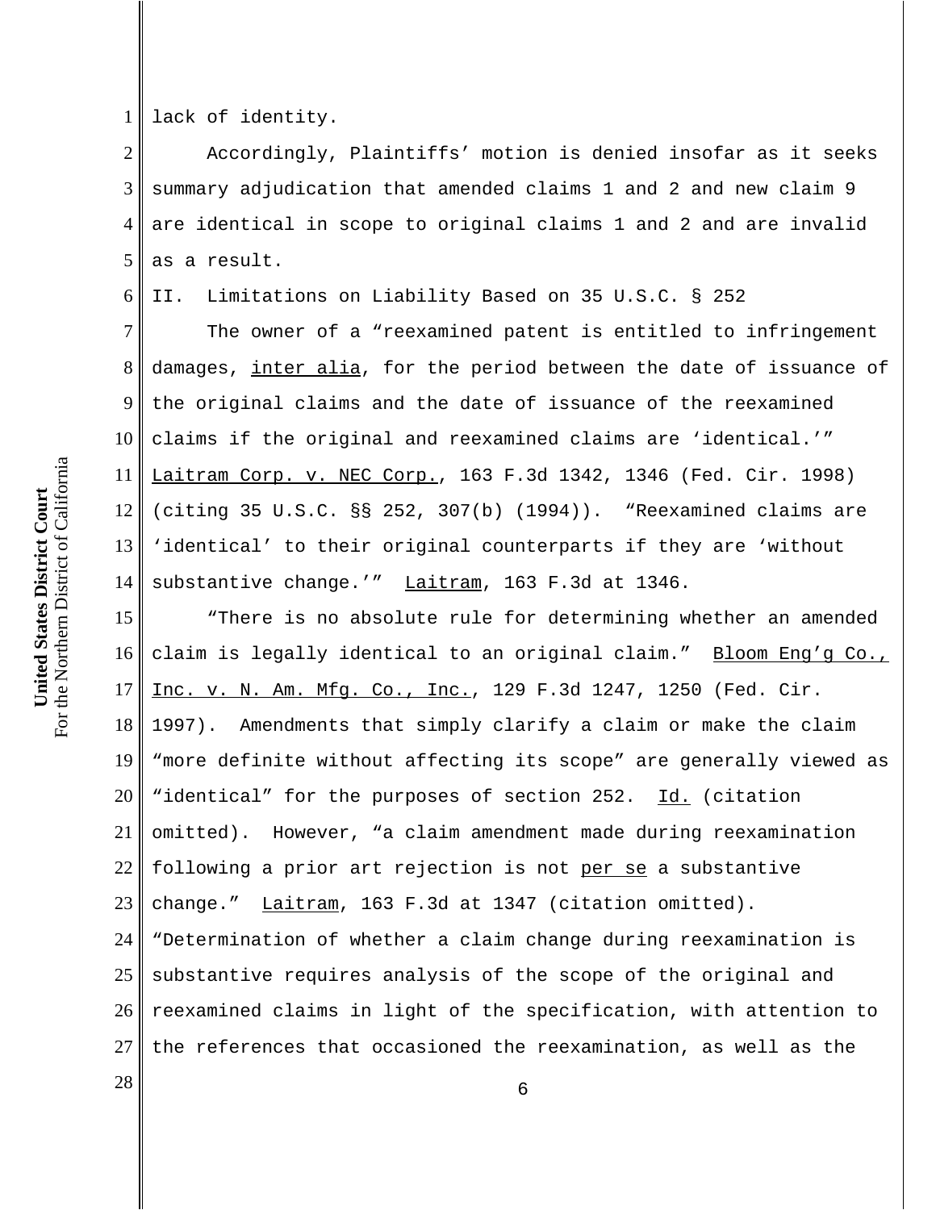lack of identity.

Accordingly, Plaintiffs' motion is denied insofar as it seeks summary adjudication that amended claims 1 and 2 and new claim 9 are identical in scope to original claims 1 and 2 and are invalid as a result.

II. Limitations on Liability Based on 35 U.S.C. § 252

The owner of a "reexamined patent is entitled to infringement damages, inter alia, for the period between the date of issuance of the original claims and the date of issuance of the reexamined claims if the original and reexamined claims are 'identical.'" Laitram Corp. v. NEC Corp., 163 F.3d 1342, 1346 (Fed. Cir. 1998) (citing 35 U.S.C. §§ 252, 307(b) (1994)). "Reexamined claims are 'identical' to their original counterparts if they are 'without substantive change.'" Laitram, 163 F.3d at 1346.

"There is no absolute rule for determining whether an amended claim is legally identical to an original claim." Bloom Eng'g Co., Inc. v. N. Am. Mfg. Co., Inc., 129 F.3d 1247, 1250 (Fed. Cir. 1997). Amendments that simply clarify a claim or make the claim "more definite without affecting its scope" are generally viewed as "identical" for the purposes of section 252. Id. (citation omitted). However, "a claim amendment made during reexamination following a prior art rejection is not per se a substantive change." Laitram, 163 F.3d at 1347 (citation omitted). "Determination of whether a claim change during reexamination is substantive requires analysis of the scope of the original and reexamined claims in light of the specification, with attention to the references that occasioned the reexamination, as well as the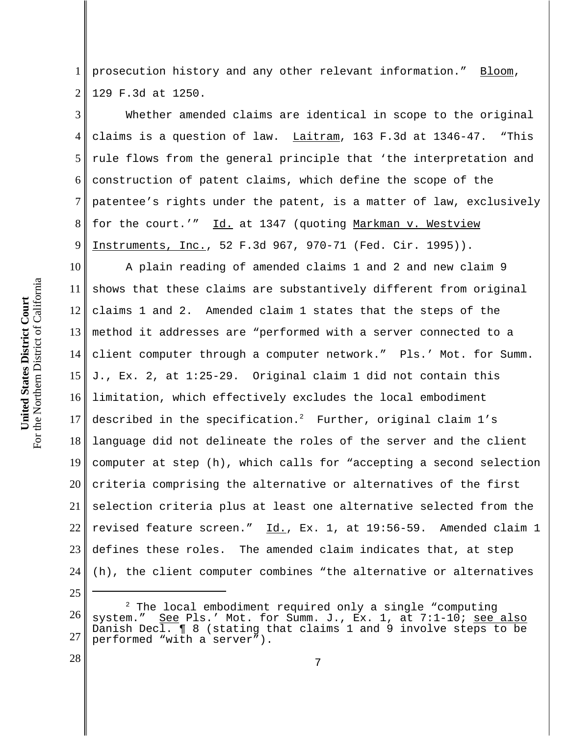prosecution history and any other relevant information." Bloom, 129 F.3d at 1250.

Whether amended claims are identical in scope to the original claims is a question of law. Laitram, 163 F.3d at 1346-47. "This rule flows from the general principle that 'the interpretation and construction of patent claims, which define the scope of the patentee's rights under the patent, is a matter of law, exclusively for the court.'" Id. at 1347 (quoting Markman v. Westview Instruments, Inc., 52 F.3d 967, 970-71 (Fed. Cir. 1995)).

A plain reading of amended claims 1 and 2 and new claim 9 shows that these claims are substantively different from original claims 1 and 2. Amended claim 1 states that the steps of the method it addresses are "performed with a server connected to a client computer through a computer network." Pls.' Mot. for Summ. J., Ex. 2, at 1:25-29. Original claim 1 did not contain this limitation, which effectively excludes the local embodiment described in the specification.[2] Further, original claim 1's language did not delineate the roles of the server and the client computer at step (h), which calls for "accepting a second selection criteria comprising the alternative or alternatives of the first selection criteria plus at least one alternative selected from the revised feature screen." Id., Ex. 1, at 19:56-59. Amended claim 1 defines these roles. The amended claim indicates that, at step (h), the client computer combines "the alternative or alternatives

---

[2] The local embodiment required only a single "computing system." See Pls.' Mot. for Summ. J., Ex. 1, at 7:1-10; see also Danish Decl. ¶ 8 (stating that claims 1 and 9 involve steps to be performed "with a server").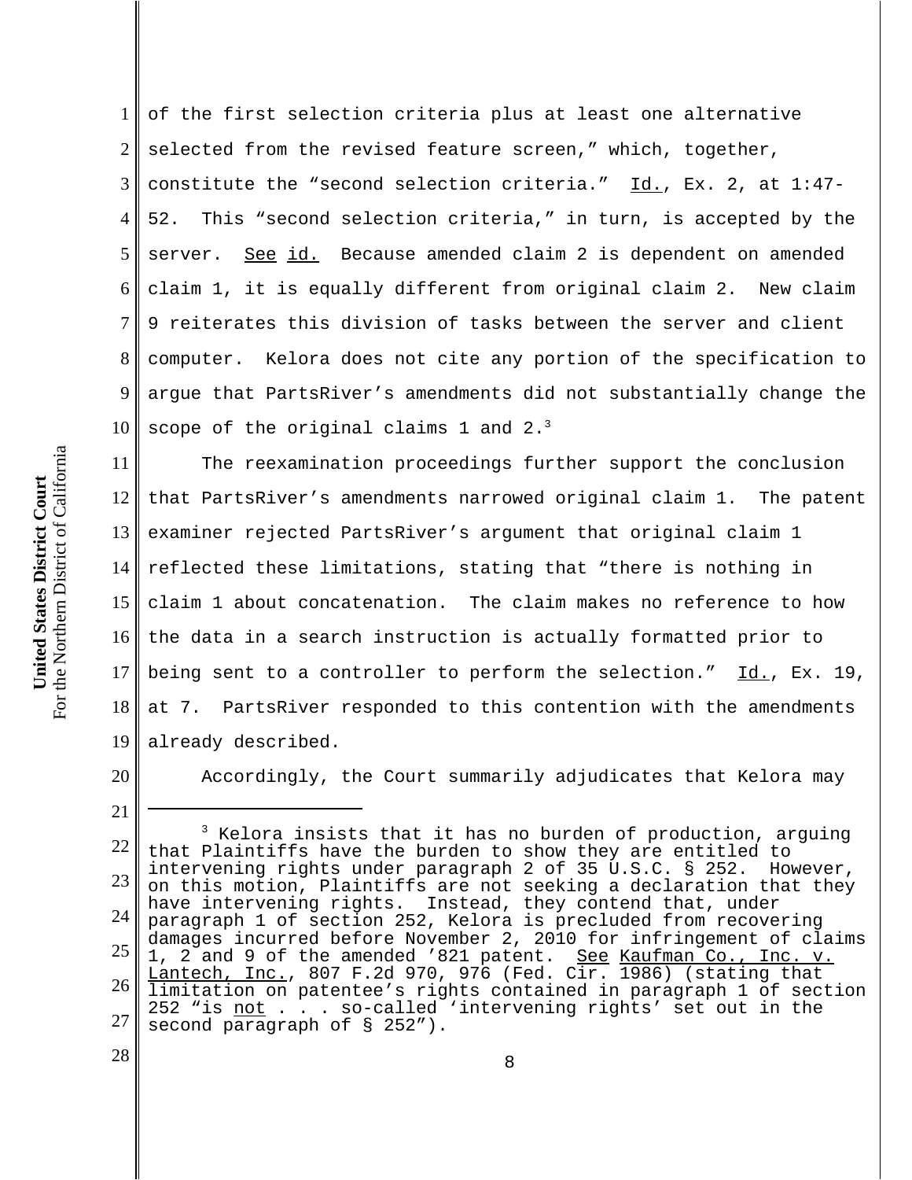of the first selection criteria plus at least one alternative selected from the revised feature screen," which, together, constitute the "second selection criteria." Id., Ex. 2, at 1:47-52. This "second selection criteria," in turn, is accepted by the server. See id. Because amended claim 2 is dependent on amended claim 1, it is equally different from original claim 2. New claim 9 reiterates this division of tasks between the server and client computer. Kelora does not cite any portion of the specification to argue that PartsRiver's amendments did not substantially change the scope of the original claims 1 and 2.[3]

The reexamination proceedings further support the conclusion that PartsRiver's amendments narrowed original claim 1. The patent examiner rejected PartsRiver's argument that original claim 1 reflected these limitations, stating that "there is nothing in claim 1 about concatenation. The claim makes no reference to how the data in a search instruction is actually formatted prior to being sent to a controller to perform the selection." Id., Ex. 19, at 7. PartsRiver responded to this contention with the amendments already described.

Accordingly, the Court summarily adjudicates that Kelora may

---

[3] Kelora insists that it has no burden of production, arguing that Plaintiffs have the burden to show they are entitled to intervening rights under paragraph 2 of 35 U.S.C. § 252. However, on this motion, Plaintiffs are not seeking a declaration that they have intervening rights. Instead, they contend that, under paragraph 1 of section 252, Kelora is precluded from recovering damages incurred before November 2, 2010 for infringement of claims 1, 2 and 9 of the amended '821 patent. See Kaufman Co., Inc. v. Lantech, Inc., 807 F.2d 970, 976 (Fed. Cir. 1986) (stating that limitation on patentee's rights contained in paragraph 1 of section 252 "is not . . . so-called 'intervening rights' set out in the second paragraph of § 252").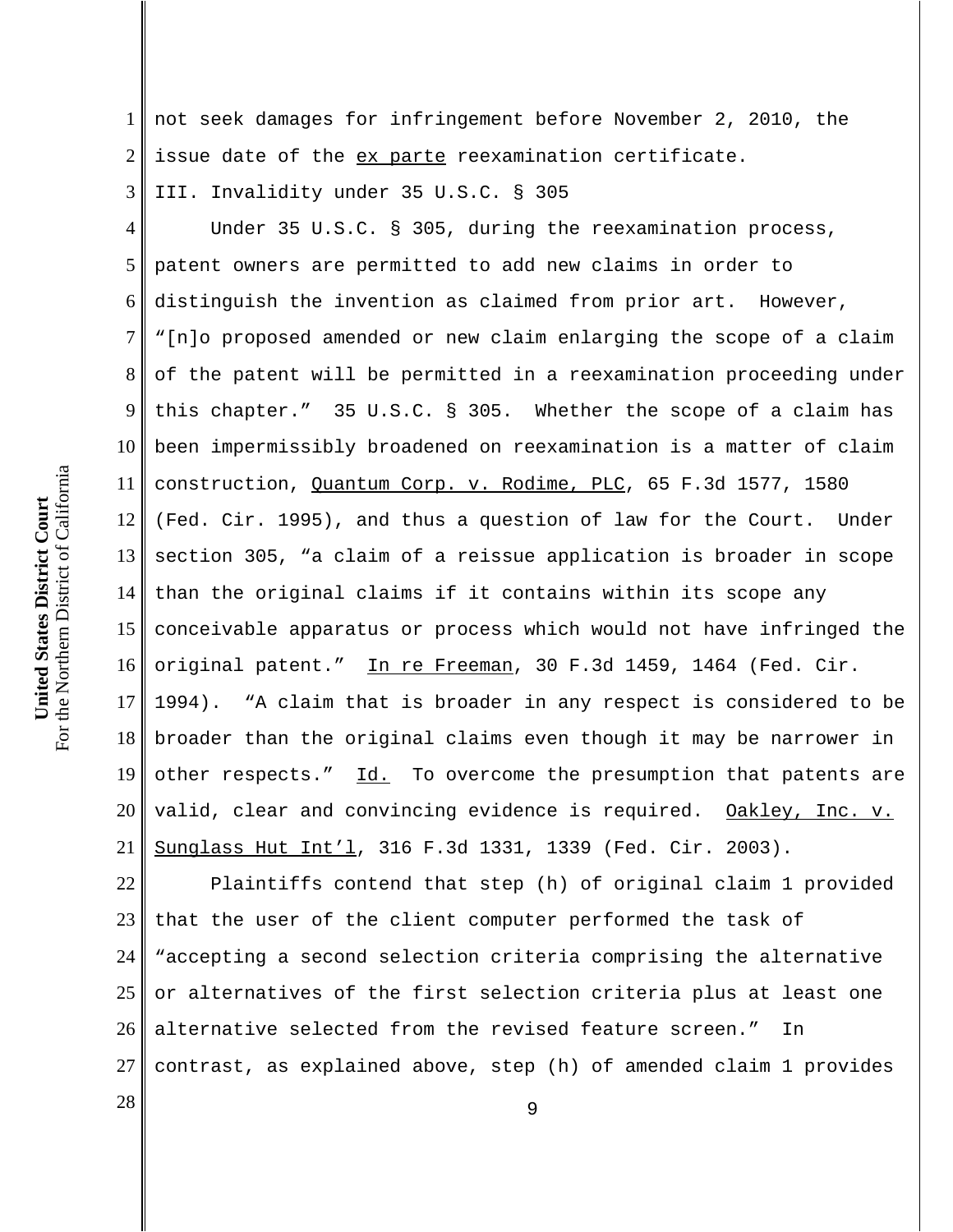not seek damages for infringement before November 2, 2010, the issue date of the ex parte reexamination certificate.

III. Invalidity under 35 U.S.C. § 305

Under 35 U.S.C. § 305, during the reexamination process, patent owners are permitted to add new claims in order to distinguish the invention as claimed from prior art. However, "[n]o proposed amended or new claim enlarging the scope of a claim of the patent will be permitted in a reexamination proceeding under this chapter." 35 U.S.C. § 305. Whether the scope of a claim has been impermissibly broadened on reexamination is a matter of claim construction, Quantum Corp. v. Rodime, PLC, 65 F.3d 1577, 1580 (Fed. Cir. 1995), and thus a question of law for the Court. Under section 305, "a claim of a reissue application is broader in scope than the original claims if it contains within its scope any conceivable apparatus or process which would not have infringed the original patent." In re Freeman, 30 F.3d 1459, 1464 (Fed. Cir. 1994). "A claim that is broader in any respect is considered to be broader than the original claims even though it may be narrower in other respects." Id. To overcome the presumption that patents are valid, clear and convincing evidence is required. Oakley, Inc. v. Sunglass Hut Int'l, 316 F.3d 1331, 1339 (Fed. Cir. 2003).

Plaintiffs contend that step (h) of original claim 1 provided that the user of the client computer performed the task of "accepting a second selection criteria comprising the alternative or alternatives of the first selection criteria plus at least one alternative selected from the revised feature screen." In contrast, as explained above, step (h) of amended claim 1 provides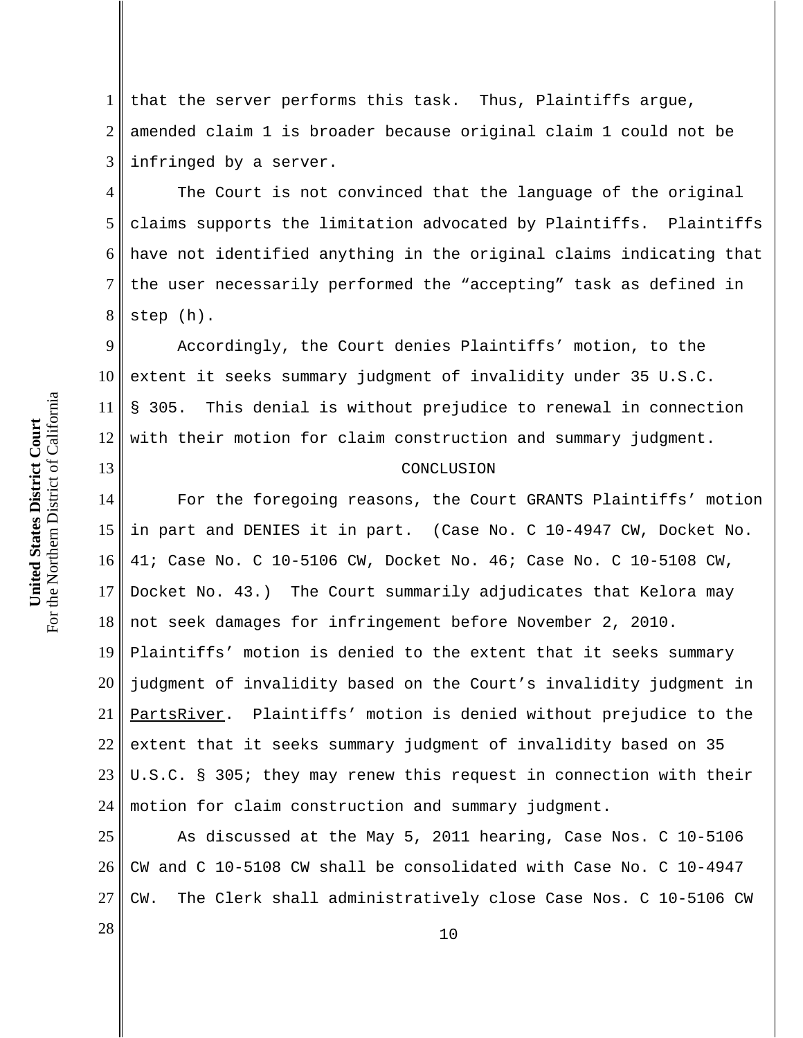that the server performs this task. Thus, Plaintiffs argue, amended claim 1 is broader because original claim 1 could not be infringed by a server.

The Court is not convinced that the language of the original claims supports the limitation advocated by Plaintiffs. Plaintiffs have not identified anything in the original claims indicating that the user necessarily performed the "accepting" task as defined in step (h).

Accordingly, the Court denies Plaintiffs' motion, to the extent it seeks summary judgment of invalidity under 35 U.S.C. § 305. This denial is without prejudice to renewal in connection with their motion for claim construction and summary judgment.

## CONCLUSION

For the foregoing reasons, the Court GRANTS Plaintiffs' motion in part and DENIES it in part. (Case No. C 10-4947 CW, Docket No. 41; Case No. C 10-5106 CW, Docket No. 46; Case No. C 10-5108 CW, Docket No. 43.) The Court summarily adjudicates that Kelora may not seek damages for infringement before November 2, 2010. Plaintiffs' motion is denied to the extent that it seeks summary judgment of invalidity based on the Court's invalidity judgment in PartsRiver. Plaintiffs' motion is denied without prejudice to the extent that it seeks summary judgment of invalidity based on 35 U.S.C. § 305; they may renew this request in connection with their motion for claim construction and summary judgment.

As discussed at the May 5, 2011 hearing, Case Nos. C 10-5106 CW and C 10-5108 CW shall be consolidated with Case No. C 10-4947 CW. The Clerk shall administratively close Case Nos. C 10-5106 CW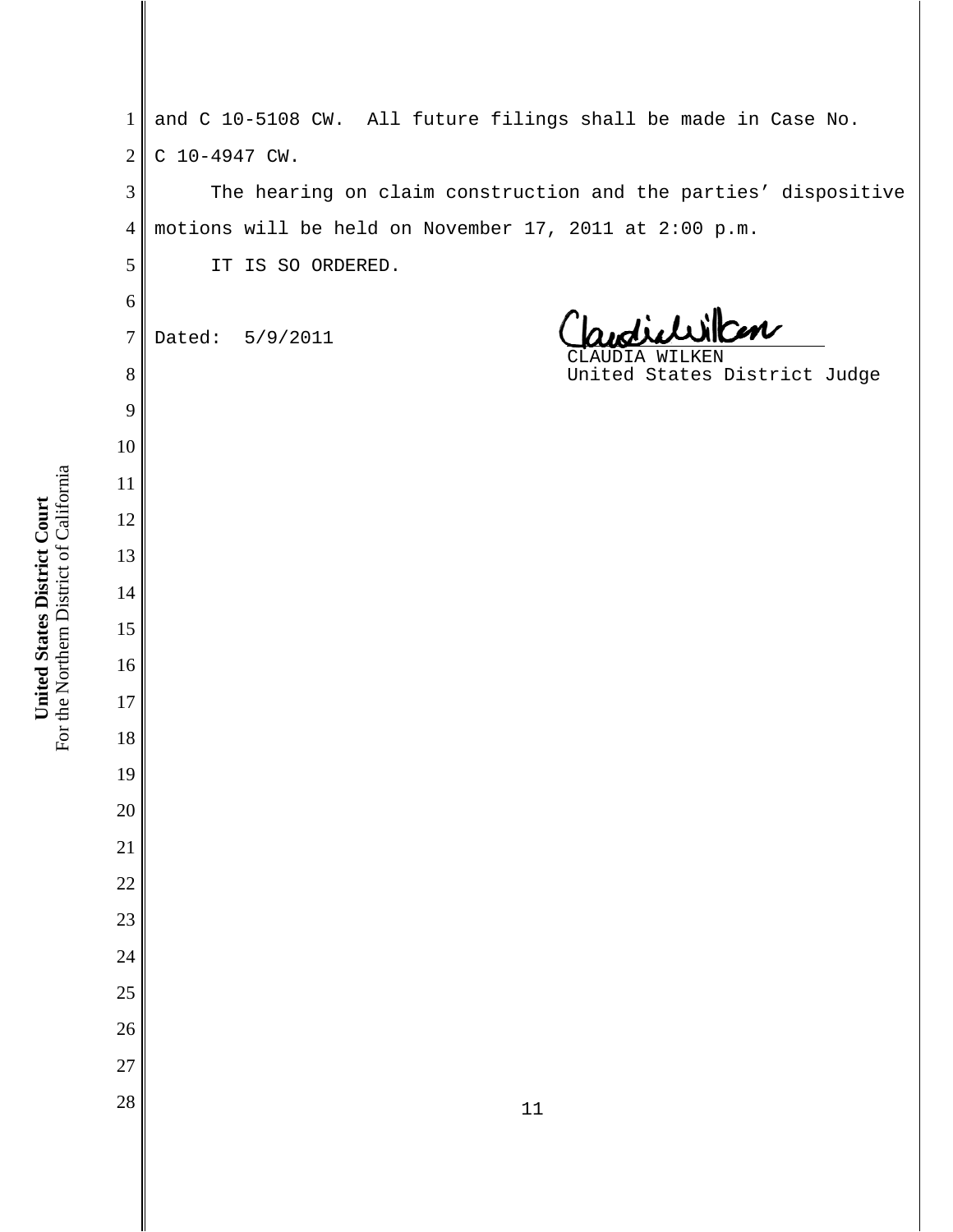and C 10-5108 CW. All future filings shall be made in Case No. C 10-4947 CW.

The hearing on claim construction and the parties' dispositive motions will be held on November 17, 2011 at 2:00 p.m.

IT IS SO ORDERED.

Dated: 5/9/2011

CLAUDIA WILKEN
United States District Judge